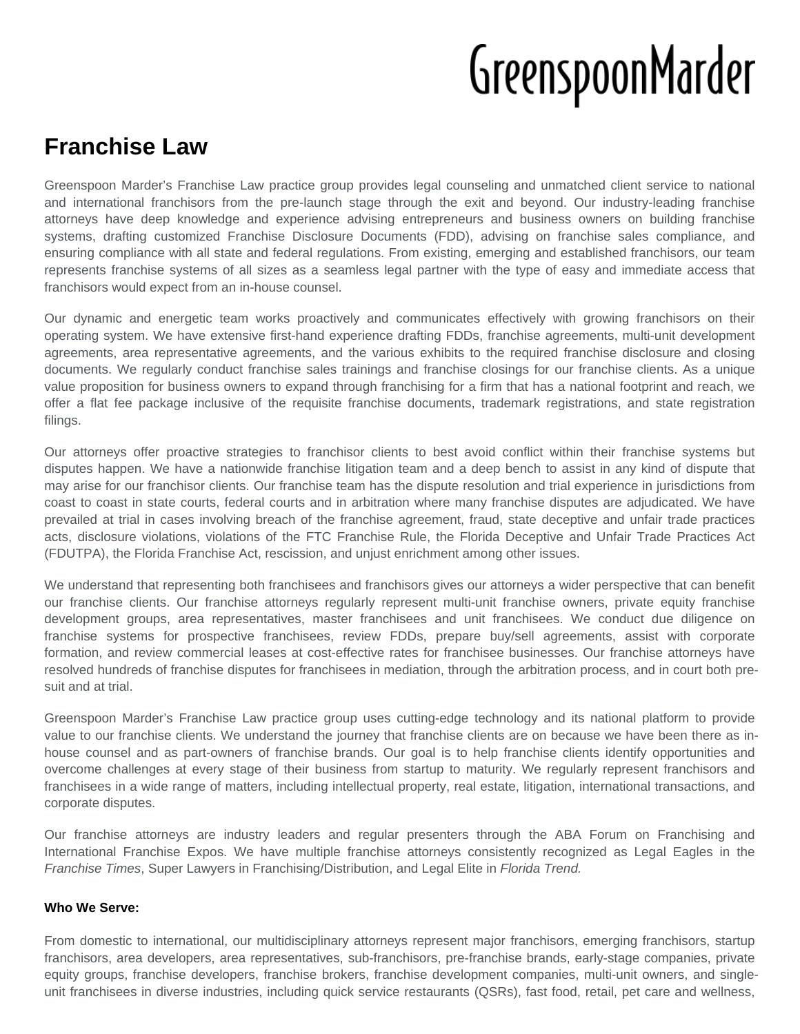GreenspoonMarder

# Franchise Law

Greenspoon Marder's Franchise Law practice group provides legal counseling and unmatched client service to national and international franchisors from the pre-launch stage through the exit and beyond. Our industry-leading franchise attorneys have deep knowledge and experience advising entrepreneurs and business owners on building franchise systems, drafting customized Franchise Disclosure Documents (FDD), advising on franchise sales compliance, and ensuring compliance with all state and federal regulations. From existing, emerging and established franchisors, our team represents franchise systems of all sizes as a seamless legal partner with the type of easy and immediate access that franchisors would expect from an in-house counsel.

Our dynamic and energetic team works proactively and communicates effectively with growing franchisors on their operating system. We have extensive first-hand experience drafting FDDs, franchise agreements, multi-unit development agreements, area representative agreements, and the various exhibits to the required franchise disclosure and closing documents. We regularly conduct franchise sales trainings and franchise closings for our franchise clients. As a unique value proposition for business owners to expand through franchising for a firm that has a national footprint and reach, we offer a flat fee package inclusive of the requisite franchise documents, trademark registrations, and state registration filings.

Our attorneys offer proactive strategies to franchisor clients to best avoid conflict within their franchise systems but disputes happen. We have a nationwide franchise litigation team and a deep bench to assist in any kind of dispute that may arise for our franchisor clients. Our franchise team has the dispute resolution and trial experience in jurisdictions from coast to coast in state courts, federal courts and in arbitration where many franchise disputes are adjudicated. We have prevailed at trial in cases involving breach of the franchise agreement, fraud, state deceptive and unfair trade practices acts, disclosure violations, violations of the FTC Franchise Rule, the Florida Deceptive and Unfair Trade Practices Act (FDUTPA), the Florida Franchise Act, rescission, and unjust enrichment among other issues.

We understand that representing both franchisees and franchisors gives our attorneys a wider perspective that can benefit our franchise clients. Our franchise attorneys regularly represent multi-unit franchise owners, private equity franchise development groups, area representatives, master franchisees and unit franchisees. We conduct due diligence on franchise systems for prospective franchisees, review FDDs, prepare buy/sell agreements, assist with corporate formation, and review commercial leases at cost-effective rates for franchisee businesses. Our franchise attorneys have resolved hundreds of franchise disputes for franchisees in mediation, through the arbitration process, and in court both pre-suit and at trial.

Greenspoon Marder's Franchise Law practice group uses cutting-edge technology and its national platform to provide value to our franchise clients. We understand the journey that franchise clients are on because we have been there as in-house counsel and as part-owners of franchise brands. Our goal is to help franchise clients identify opportunities and overcome challenges at every stage of their business from startup to maturity. We regularly represent franchisors and franchisees in a wide range of matters, including intellectual property, real estate, litigation, international transactions, and corporate disputes.

Our franchise attorneys are industry leaders and regular presenters through the ABA Forum on Franchising and International Franchise Expos. We have multiple franchise attorneys consistently recognized as Legal Eagles in the *Franchise Times*, Super Lawyers in Franchising/Distribution, and Legal Elite in *Florida Trend.*

**Who We Serve:**

From domestic to international, our multidisciplinary attorneys represent major franchisors, emerging franchisors, startup franchisors, area developers, area representatives, sub-franchisors, pre-franchise brands, early-stage companies, private equity groups, franchise developers, franchise brokers, franchise development companies, multi-unit owners, and single-unit franchisees in diverse industries, including quick service restaurants (QSRs), fast food, retail, pet care and wellness,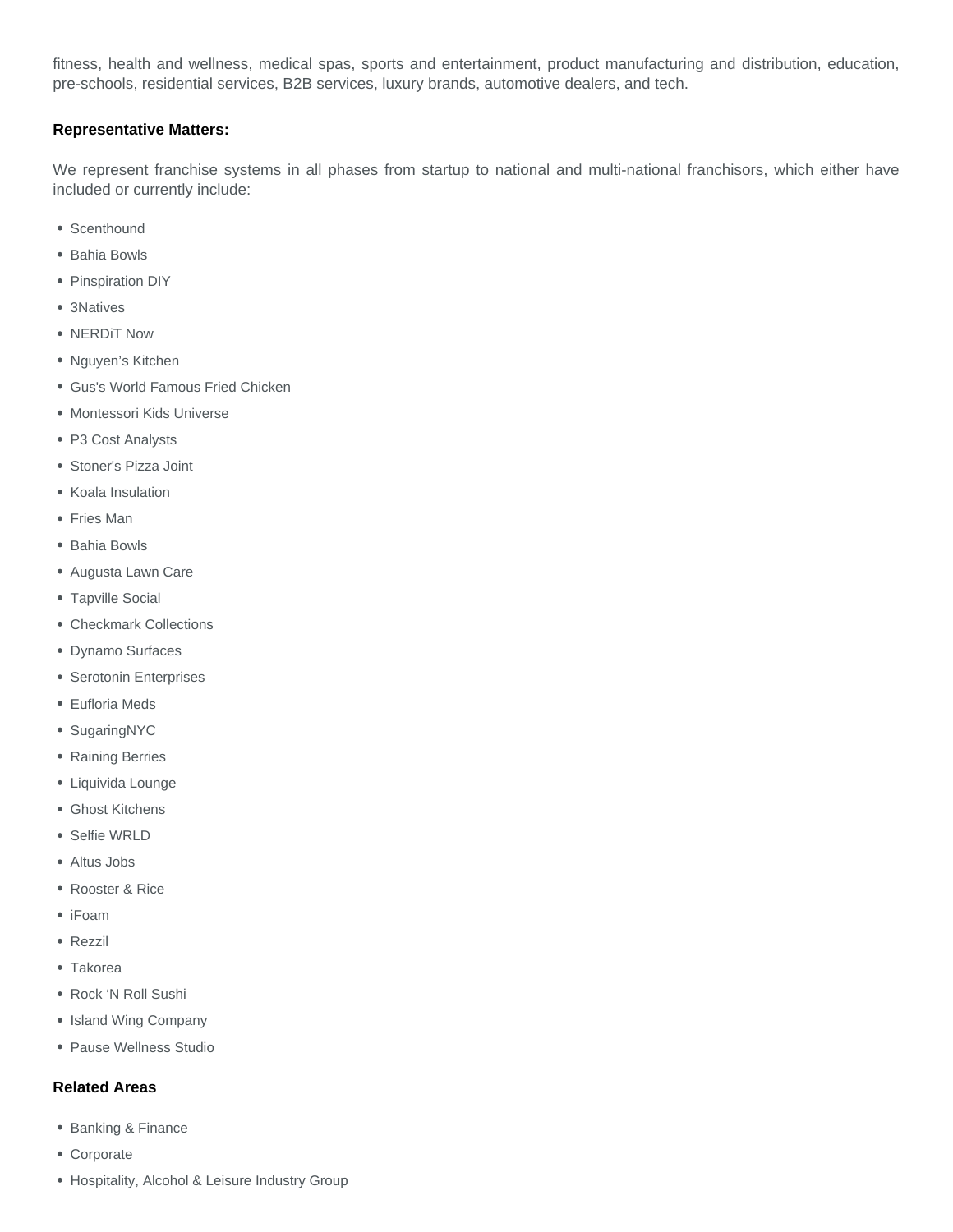fitness, health and wellness, medical spas, sports and entertainment, product manufacturing and distribution, education, pre-schools, residential services, B2B services, luxury brands, automotive dealers, and tech.

**Representative Matters:**

We represent franchise systems in all phases from startup to national and multi-national franchisors, which either have included or currently include:

- Scenthound
- Bahia Bowls
- Pinspiration DIY
- 3Natives
- NERDiT Now
- Nguyen's Kitchen
- Gus's World Famous Fried Chicken
- Montessori Kids Universe
- P3 Cost Analysts
- Stoner's Pizza Joint
- Koala Insulation
- Fries Man
- Bahia Bowls
- Augusta Lawn Care
- Tapville Social
- Checkmark Collections
- Dynamo Surfaces
- Serotonin Enterprises
- Eufloria Meds
- SugaringNYC
- Raining Berries
- Liquivida Lounge
- Ghost Kitchens
- Selfie WRLD
- Altus Jobs
- Rooster & Rice
- iFoam
- Rezzil
- Takorea
- Rock 'N Roll Sushi
- Island Wing Company
- Pause Wellness Studio

**Related Areas**

- Banking & Finance
- Corporate
- Hospitality, Alcohol & Leisure Industry Group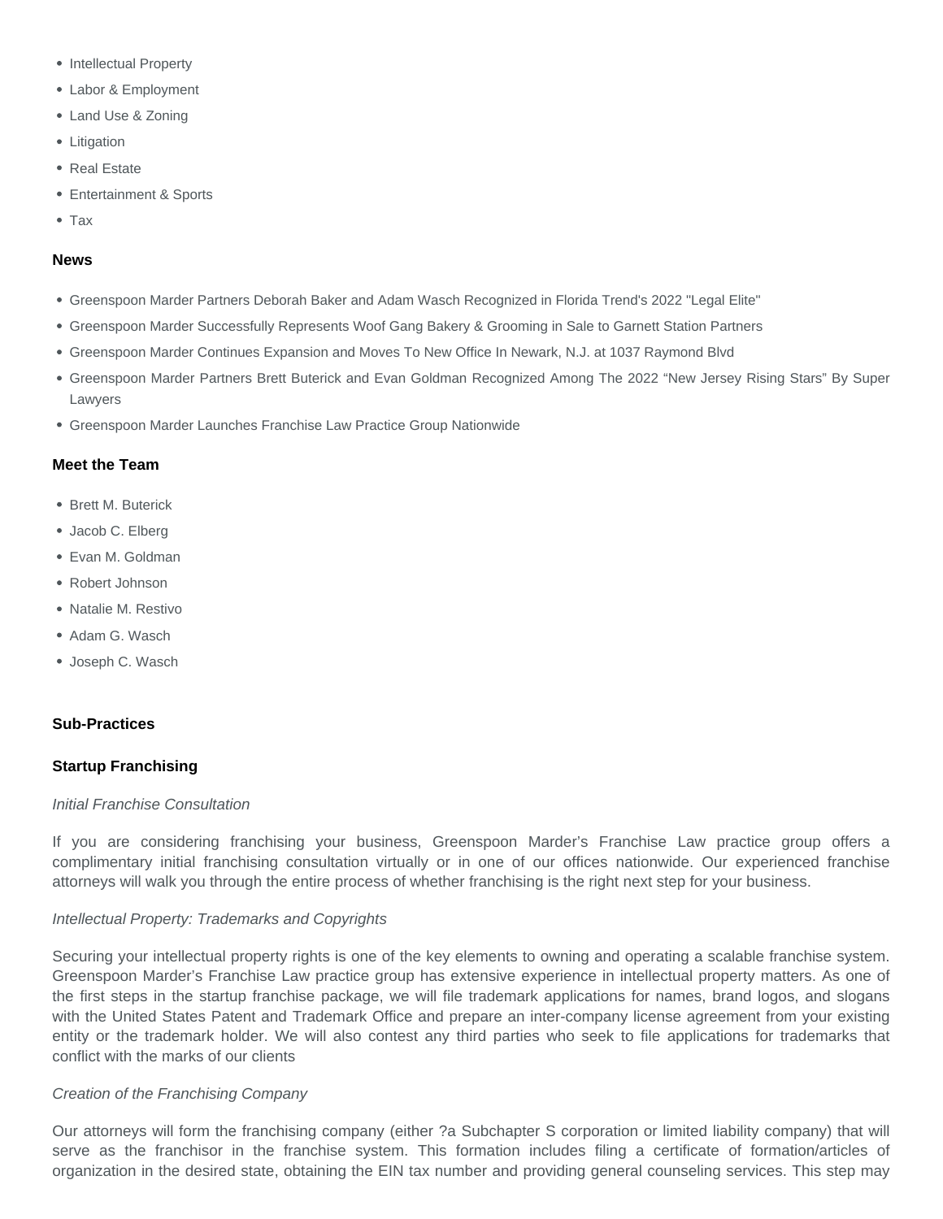- Intellectual Property
- Labor & Employment
- Land Use & Zoning
- Litigation
- Real Estate
- Entertainment & Sports
- Tax

**News**

- Greenspoon Marder Partners Deborah Baker and Adam Wasch Recognized in Florida Trend's 2022 "Legal Elite"
- Greenspoon Marder Successfully Represents Woof Gang Bakery & Grooming in Sale to Garnett Station Partners
- Greenspoon Marder Continues Expansion and Moves To New Office In Newark, N.J. at 1037 Raymond Blvd
- Greenspoon Marder Partners Brett Buterick and Evan Goldman Recognized Among The 2022 “New Jersey Rising Stars” By Super Lawyers
- Greenspoon Marder Launches Franchise Law Practice Group Nationwide

**Meet the Team**

- Brett M. Buterick
- Jacob C. Elberg
- Evan M. Goldman
- Robert Johnson
- Natalie M. Restivo
- Adam G. Wasch
- Joseph C. Wasch

**Sub-Practices**

**Startup Franchising**

*Initial Franchise Consultation*

If you are considering franchising your business, Greenspoon Marder’s Franchise Law practice group offers a complimentary initial franchising consultation virtually or in one of our offices nationwide. Our experienced franchise attorneys will walk you through the entire process of whether franchising is the right next step for your business.

*Intellectual Property: Trademarks and Copyrights*

Securing your intellectual property rights is one of the key elements to owning and operating a scalable franchise system. Greenspoon Marder’s Franchise Law practice group has extensive experience in intellectual property matters. As one of the first steps in the startup franchise package, we will file trademark applications for names, brand logos, and slogans with the United States Patent and Trademark Office and prepare an inter-company license agreement from your existing entity or the trademark holder. We will also contest any third parties who seek to file applications for trademarks that conflict with the marks of our clients

*Creation of the Franchising Company*

Our attorneys will form the franchising company (either ?a Subchapter S corporation or limited liability company) that will serve as the franchisor in the franchise system. This formation includes filing a certificate of formation/articles of organization in the desired state, obtaining the EIN tax number and providing general counseling services. This step may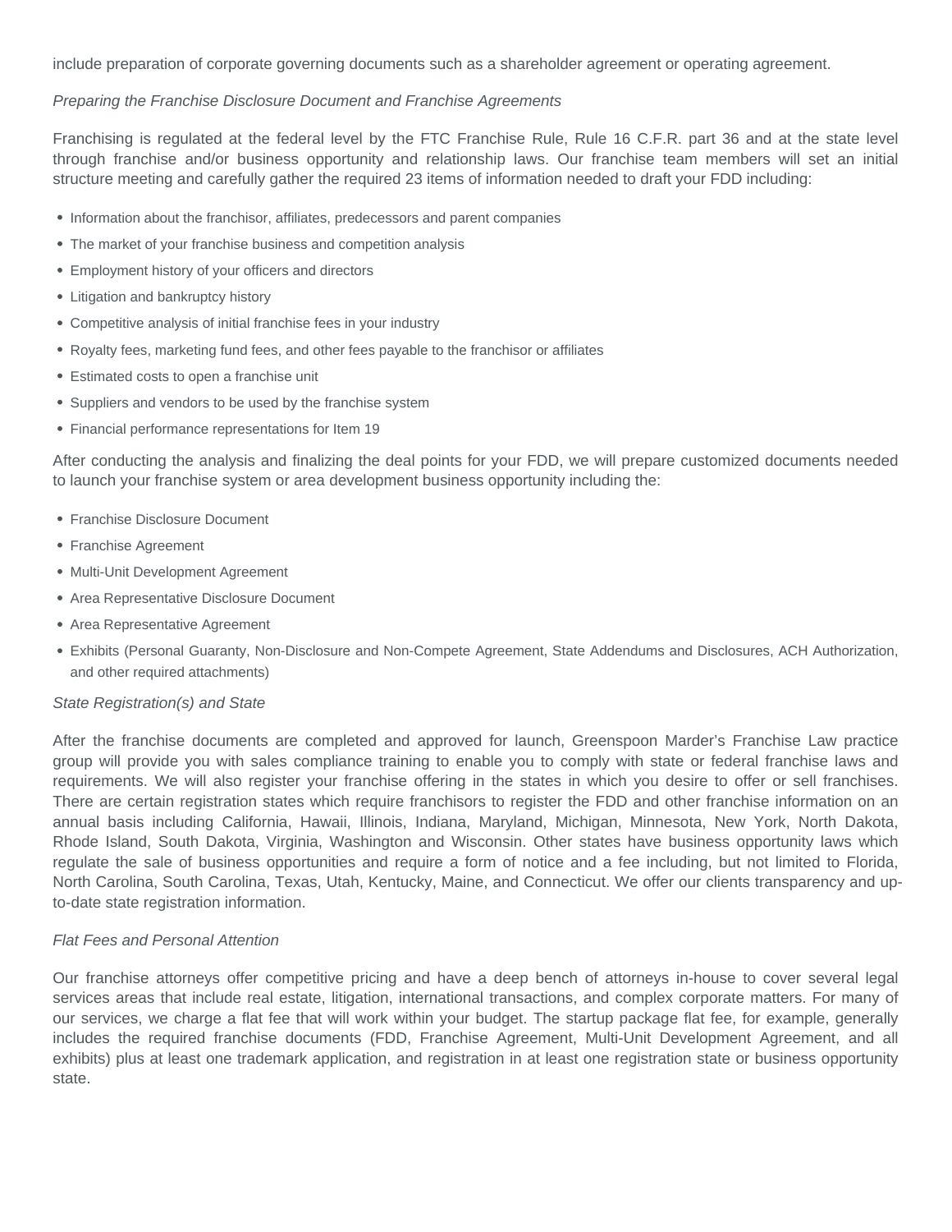include preparation of corporate governing documents such as a shareholder agreement or operating agreement.

*Preparing the Franchise Disclosure Document and Franchise Agreements*

Franchising is regulated at the federal level by the FTC Franchise Rule, Rule 16 C.F.R. part 36 and at the state level through franchise and/or business opportunity and relationship laws. Our franchise team members will set an initial structure meeting and carefully gather the required 23 items of information needed to draft your FDD including:

- Information about the franchisor, affiliates, predecessors and parent companies
- The market of your franchise business and competition analysis
- Employment history of your officers and directors
- Litigation and bankruptcy history
- Competitive analysis of initial franchise fees in your industry
- Royalty fees, marketing fund fees, and other fees payable to the franchisor or affiliates
- Estimated costs to open a franchise unit
- Suppliers and vendors to be used by the franchise system
- Financial performance representations for Item 19

After conducting the analysis and finalizing the deal points for your FDD, we will prepare customized documents needed to launch your franchise system or area development business opportunity including the:

- Franchise Disclosure Document
- Franchise Agreement
- Multi-Unit Development Agreement
- Area Representative Disclosure Document
- Area Representative Agreement
- Exhibits (Personal Guaranty, Non-Disclosure and Non-Compete Agreement, State Addendums and Disclosures, ACH Authorization, and other required attachments)

*State Registration(s) and State*

After the franchise documents are completed and approved for launch, Greenspoon Marder's Franchise Law practice group will provide you with sales compliance training to enable you to comply with state or federal franchise laws and requirements. We will also register your franchise offering in the states in which you desire to offer or sell franchises. There are certain registration states which require franchisors to register the FDD and other franchise information on an annual basis including California, Hawaii, Illinois, Indiana, Maryland, Michigan, Minnesota, New York, North Dakota, Rhode Island, South Dakota, Virginia, Washington and Wisconsin. Other states have business opportunity laws which regulate the sale of business opportunities and require a form of notice and a fee including, but not limited to Florida, North Carolina, South Carolina, Texas, Utah, Kentucky, Maine, and Connecticut. We offer our clients transparency and up-to-date state registration information.

*Flat Fees and Personal Attention*

Our franchise attorneys offer competitive pricing and have a deep bench of attorneys in-house to cover several legal services areas that include real estate, litigation, international transactions, and complex corporate matters. For many of our services, we charge a flat fee that will work within your budget. The startup package flat fee, for example, generally includes the required franchise documents (FDD, Franchise Agreement, Multi-Unit Development Agreement, and all exhibits) plus at least one trademark application, and registration in at least one registration state or business opportunity state.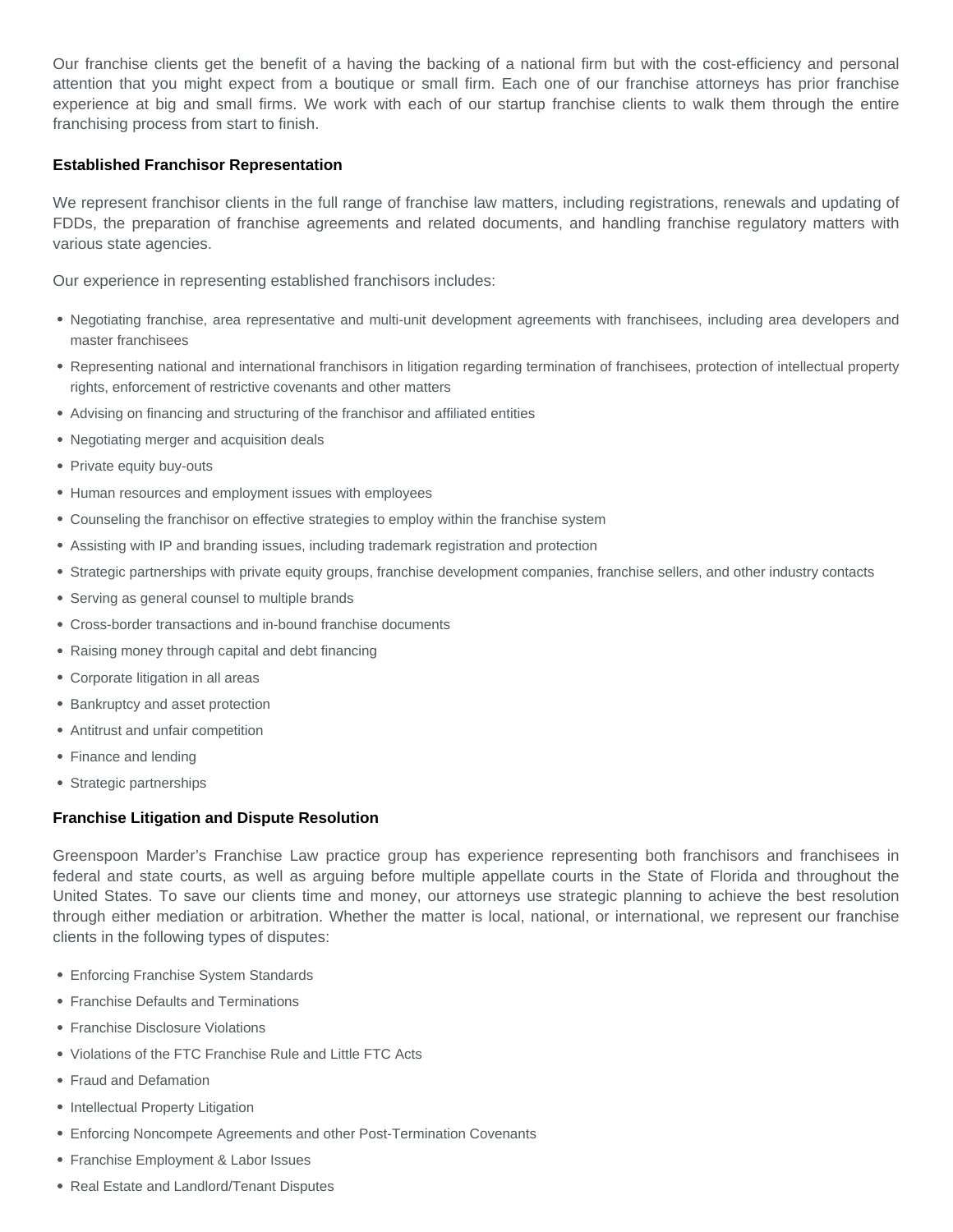Our franchise clients get the benefit of a having the backing of a national firm but with the cost-efficiency and personal attention that you might expect from a boutique or small firm. Each one of our franchise attorneys has prior franchise experience at big and small firms. We work with each of our startup franchise clients to walk them through the entire franchising process from start to finish.

**Established Franchisor Representation**

We represent franchisor clients in the full range of franchise law matters, including registrations, renewals and updating of FDDs, the preparation of franchise agreements and related documents, and handling franchise regulatory matters with various state agencies.

Our experience in representing established franchisors includes:

- Negotiating franchise, area representative and multi-unit development agreements with franchisees, including area developers and master franchisees
- Representing national and international franchisors in litigation regarding termination of franchisees, protection of intellectual property rights, enforcement of restrictive covenants and other matters
- Advising on financing and structuring of the franchisor and affiliated entities
- Negotiating merger and acquisition deals
- Private equity buy-outs
- Human resources and employment issues with employees
- Counseling the franchisor on effective strategies to employ within the franchise system
- Assisting with IP and branding issues, including trademark registration and protection
- Strategic partnerships with private equity groups, franchise development companies, franchise sellers, and other industry contacts
- Serving as general counsel to multiple brands
- Cross-border transactions and in-bound franchise documents
- Raising money through capital and debt financing
- Corporate litigation in all areas
- Bankruptcy and asset protection
- Antitrust and unfair competition
- Finance and lending
- Strategic partnerships

**Franchise Litigation and Dispute Resolution**

Greenspoon Marder's Franchise Law practice group has experience representing both franchisors and franchisees in federal and state courts, as well as arguing before multiple appellate courts in the State of Florida and throughout the United States. To save our clients time and money, our attorneys use strategic planning to achieve the best resolution through either mediation or arbitration. Whether the matter is local, national, or international, we represent our franchise clients in the following types of disputes:

- Enforcing Franchise System Standards
- Franchise Defaults and Terminations
- Franchise Disclosure Violations
- Violations of the FTC Franchise Rule and Little FTC Acts
- Fraud and Defamation
- Intellectual Property Litigation
- Enforcing Noncompete Agreements and other Post-Termination Covenants
- Franchise Employment & Labor Issues
- Real Estate and Landlord/Tenant Disputes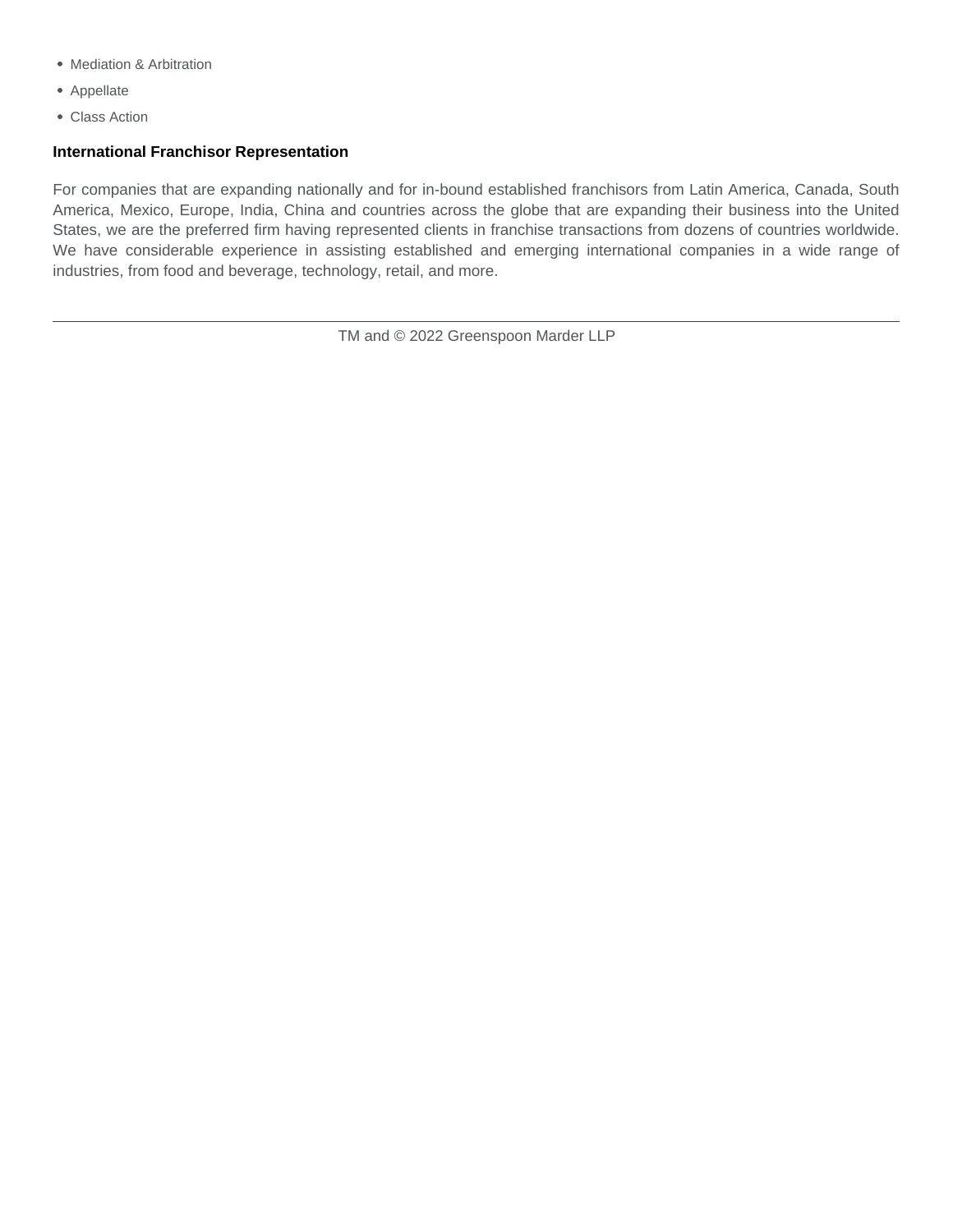- Mediation & Arbitration
- Appellate
- Class Action

### International Franchisor Representation

For companies that are expanding nationally and for in-bound established franchisors from Latin America, Canada, South America, Mexico, Europe, India, China and countries across the globe that are expanding their business into the United States, we are the preferred firm having represented clients in franchise transactions from dozens of countries worldwide. We have considerable experience in assisting established and emerging international companies in a wide range of industries, from food and beverage, technology, retail, and more.

---

TM and © 2022 Greenspoon Marder LLP